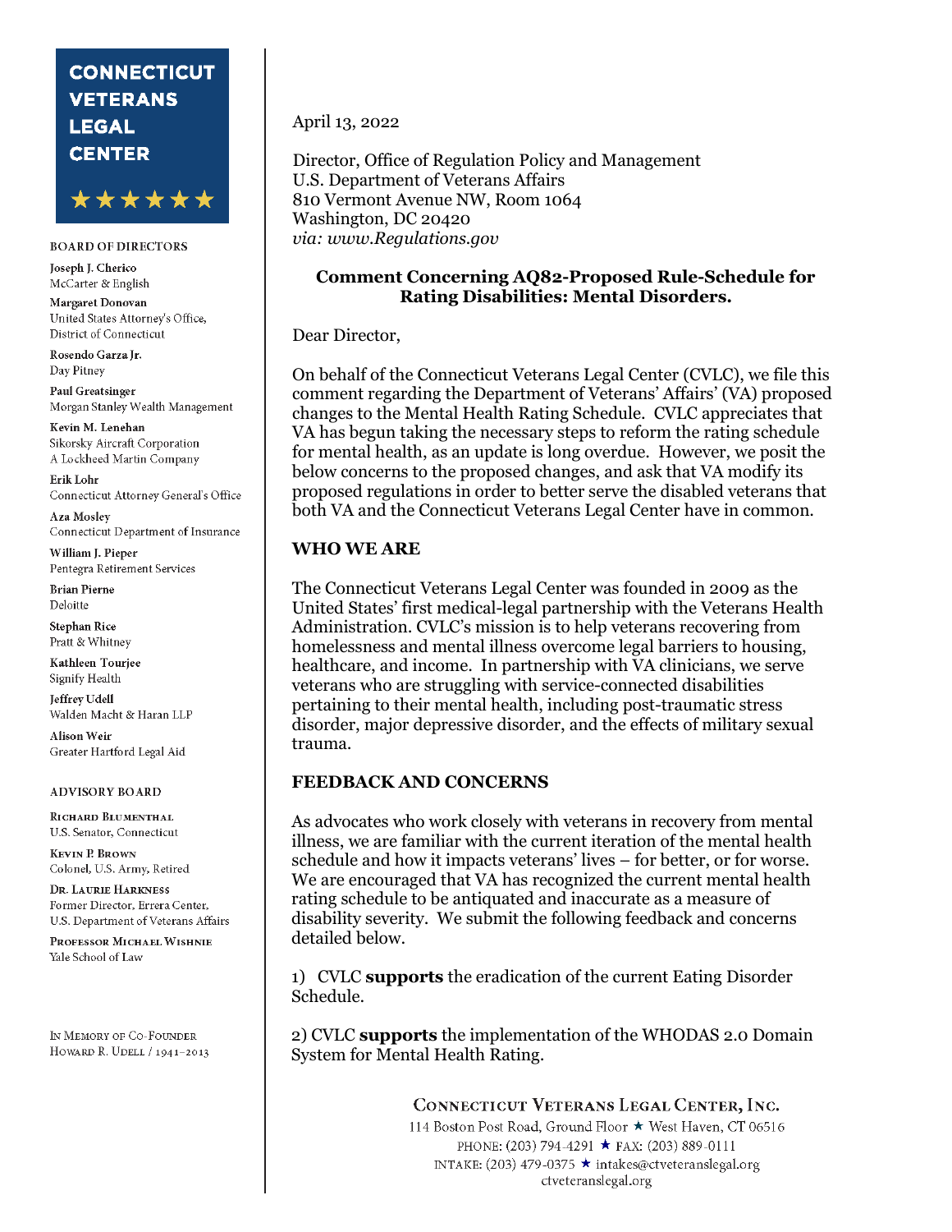**CONNECTICUT VETERANS LEGAL CENTER**

★★★★★★

BOARD OF DIRECTORS

Joseph J. Cherico
McCarter & English

Margaret Donovan
United States Attorney's Office, District of Connecticut

Rosendo Garza Jr.
Day Pitney

Paul Greatsinger
Morgan Stanley Wealth Management

Kevin M. Lenehan
Sikorsky Aircraft Corporation
A Lockheed Martin Company

Erik Lohr
Connecticut Attorney General's Office

Aza Mosley
Connecticut Department of Insurance

William J. Pieper
Pentegra Retirement Services

Brian Pierne
Deloitte

Stephan Rice
Pratt & Whitney

Kathleen Tourjee
Signify Health

Jeffrey Udell
Walden Macht & Haran LLP

Alison Weir
Greater Hartford Legal Aid

ADVISORY BOARD

Richard Blumenthal
U.S. Senator, Connecticut

Kevin P. Brown
Colonel, U.S. Army, Retired

Dr. Laurie Harkness
Former Director, Errera Center, U.S. Department of Veterans Affairs

Professor Michael Wishnie
Yale School of Law

In Memory of Co-Founder
Howard R. Udell / 1941–2013

April 13, 2022

Director, Office of Regulation Policy and Management
U.S. Department of Veterans Affairs
810 Vermont Avenue NW, Room 1064
Washington, DC 20420
*via: www.Regulations.gov*

**Comment Concerning AQ82-Proposed Rule-Schedule for Rating Disabilities: Mental Disorders.**

Dear Director,

On behalf of the Connecticut Veterans Legal Center (CVLC), we file this comment regarding the Department of Veterans' Affairs' (VA) proposed changes to the Mental Health Rating Schedule. CVLC appreciates that VA has begun taking the necessary steps to reform the rating schedule for mental health, as an update is long overdue. However, we posit the below concerns to the proposed changes, and ask that VA modify its proposed regulations in order to better serve the disabled veterans that both VA and the Connecticut Veterans Legal Center have in common.

**WHO WE ARE**

The Connecticut Veterans Legal Center was founded in 2009 as the United States' first medical-legal partnership with the Veterans Health Administration. CVLC's mission is to help veterans recovering from homelessness and mental illness overcome legal barriers to housing, healthcare, and income. In partnership with VA clinicians, we serve veterans who are struggling with service-connected disabilities pertaining to their mental health, including post-traumatic stress disorder, major depressive disorder, and the effects of military sexual trauma.

**FEEDBACK AND CONCERNS**

As advocates who work closely with veterans in recovery from mental illness, we are familiar with the current iteration of the mental health schedule and how it impacts veterans' lives – for better, or for worse. We are encouraged that VA has recognized the current mental health rating schedule to be antiquated and inaccurate as a measure of disability severity. We submit the following feedback and concerns detailed below.

1) CVLC **supports** the eradication of the current Eating Disorder Schedule.

2) CVLC **supports** the implementation of the WHODAS 2.0 Domain System for Mental Health Rating.

Connecticut Veterans Legal Center, Inc.
114 Boston Post Road, Ground Floor ★ West Haven, CT 06516
PHONE: (203) 794-4291 ★ FAX: (203) 889-0111
INTAKE: (203) 479-0375 ★ intakes@ctveteranslegal.org
ctveteranslegal.org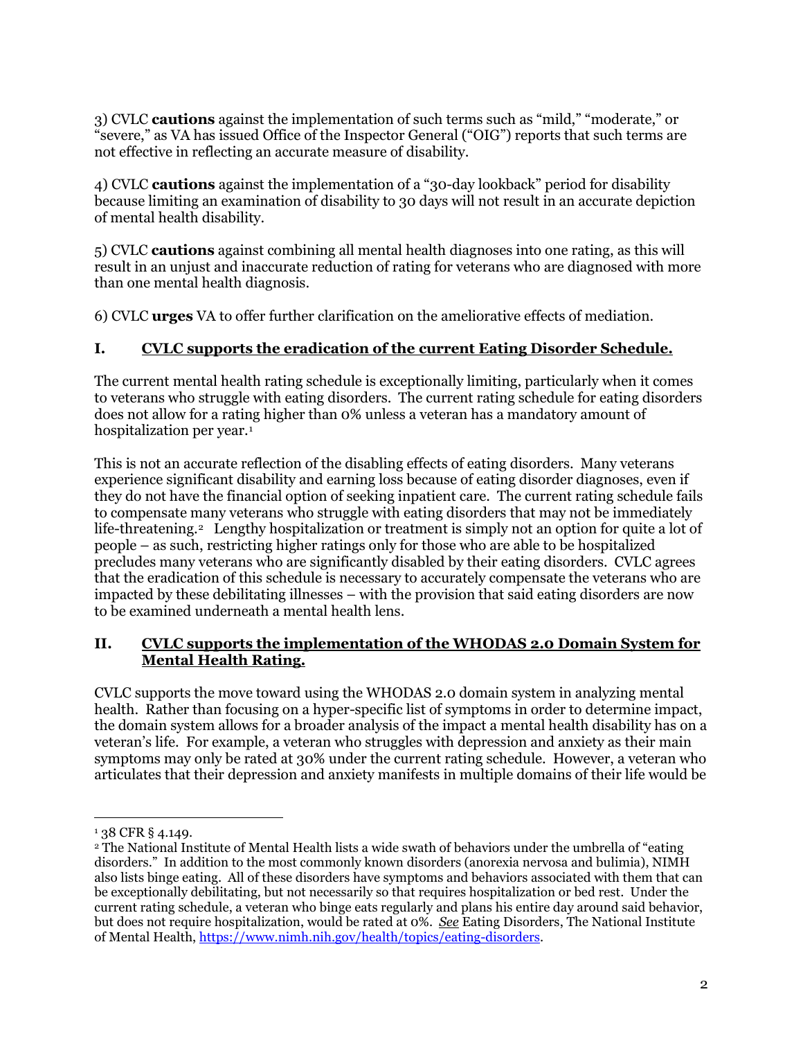3) CVLC **cautions** against the implementation of such terms such as "mild," "moderate," or "severe," as VA has issued Office of the Inspector General ("OIG") reports that such terms are not effective in reflecting an accurate measure of disability.

4) CVLC **cautions** against the implementation of a "30-day lookback" period for disability because limiting an examination of disability to 30 days will not result in an accurate depiction of mental health disability.

5) CVLC **cautions** against combining all mental health diagnoses into one rating, as this will result in an unjust and inaccurate reduction of rating for veterans who are diagnosed with more than one mental health diagnosis.

6) CVLC **urges** VA to offer further clarification on the ameliorative effects of mediation.

## I. <u>CVLC supports the eradication of the current Eating Disorder Schedule.</u>

The current mental health rating schedule is exceptionally limiting, particularly when it comes to veterans who struggle with eating disorders. The current rating schedule for eating disorders does not allow for a rating higher than 0% unless a veteran has a mandatory amount of hospitalization per year.[1]

This is not an accurate reflection of the disabling effects of eating disorders. Many veterans experience significant disability and earning loss because of eating disorder diagnoses, even if they do not have the financial option of seeking inpatient care. The current rating schedule fails to compensate many veterans who struggle with eating disorders that may not be immediately life-threatening.[2] Lengthy hospitalization or treatment is simply not an option for quite a lot of people – as such, restricting higher ratings only for those who are able to be hospitalized precludes many veterans who are significantly disabled by their eating disorders. CVLC agrees that the eradication of this schedule is necessary to accurately compensate the veterans who are impacted by these debilitating illnesses – with the provision that said eating disorders are now to be examined underneath a mental health lens.

## II. <u>CVLC supports the implementation of the WHODAS 2.0 Domain System for Mental Health Rating.</u>

CVLC supports the move toward using the WHODAS 2.0 domain system in analyzing mental health. Rather than focusing on a hyper-specific list of symptoms in order to determine impact, the domain system allows for a broader analysis of the impact a mental health disability has on a veteran's life. For example, a veteran who struggles with depression and anxiety as their main symptoms may only be rated at 30% under the current rating schedule. However, a veteran who articulates that their depression and anxiety manifests in multiple domains of their life would be

---

[1] 38 CFR § 4.149.

[2] The National Institute of Mental Health lists a wide swath of behaviors under the umbrella of "eating disorders." In addition to the most commonly known disorders (anorexia nervosa and bulimia), NIMH also lists binge eating. All of these disorders have symptoms and behaviors associated with them that can be exceptionally debilitating, but not necessarily so that requires hospitalization or bed rest. Under the current rating schedule, a veteran who binge eats regularly and plans his entire day around said behavior, but does not require hospitalization, would be rated at 0%. *<u>See</u>* Eating Disorders, The National Institute of Mental Health, https://www.nimh.nih.gov/health/topics/eating-disorders.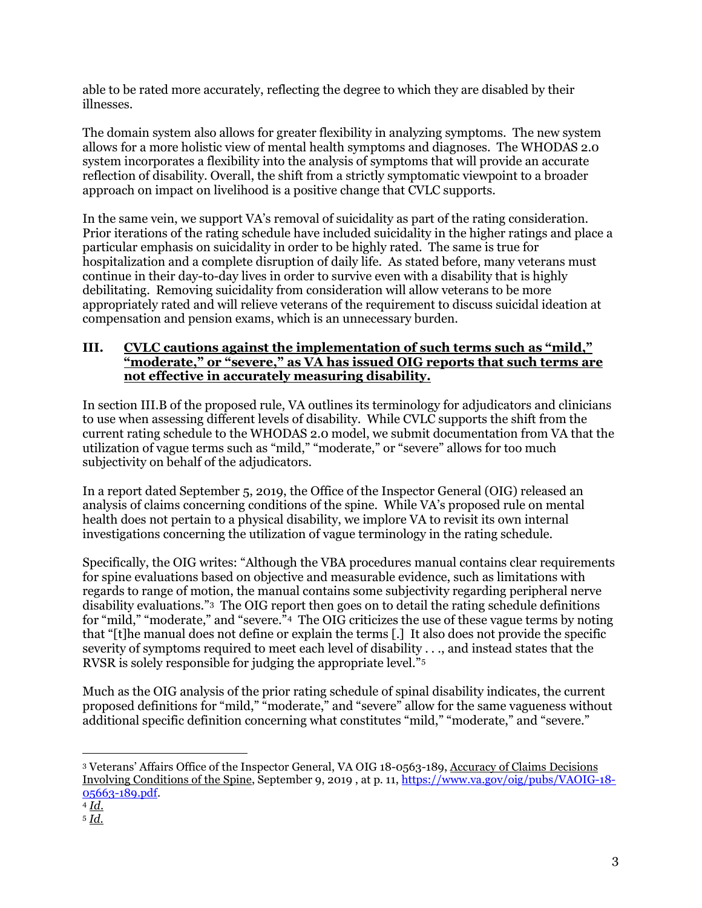able to be rated more accurately, reflecting the degree to which they are disabled by their illnesses.

The domain system also allows for greater flexibility in analyzing symptoms. The new system allows for a more holistic view of mental health symptoms and diagnoses. The WHODAS 2.0 system incorporates a flexibility into the analysis of symptoms that will provide an accurate reflection of disability. Overall, the shift from a strictly symptomatic viewpoint to a broader approach on impact on livelihood is a positive change that CVLC supports.

In the same vein, we support VA's removal of suicidality as part of the rating consideration. Prior iterations of the rating schedule have included suicidality in the higher ratings and place a particular emphasis on suicidality in order to be highly rated. The same is true for hospitalization and a complete disruption of daily life. As stated before, many veterans must continue in their day-to-day lives in order to survive even with a disability that is highly debilitating. Removing suicidality from consideration will allow veterans to be more appropriately rated and will relieve veterans of the requirement to discuss suicidal ideation at compensation and pension exams, which is an unnecessary burden.

## III. <u>CVLC cautions against the implementation of such terms such as "mild," "moderate," or "severe," as VA has issued OIG reports that such terms are not effective in accurately measuring disability.</u>

In section III.B of the proposed rule, VA outlines its terminology for adjudicators and clinicians to use when assessing different levels of disability. While CVLC supports the shift from the current rating schedule to the WHODAS 2.0 model, we submit documentation from VA that the utilization of vague terms such as "mild," "moderate," or "severe" allows for too much subjectivity on behalf of the adjudicators.

In a report dated September 5, 2019, the Office of the Inspector General (OIG) released an analysis of claims concerning conditions of the spine. While VA's proposed rule on mental health does not pertain to a physical disability, we implore VA to revisit its own internal investigations concerning the utilization of vague terminology in the rating schedule.

Specifically, the OIG writes: "Although the VBA procedures manual contains clear requirements for spine evaluations based on objective and measurable evidence, such as limitations with regards to range of motion, the manual contains some subjectivity regarding peripheral nerve disability evaluations."[3] The OIG report then goes on to detail the rating schedule definitions for "mild," "moderate," and "severe."[4] The OIG criticizes the use of these vague terms by noting that "[t]he manual does not define or explain the terms [.] It also does not provide the specific severity of symptoms required to meet each level of disability . . ., and instead states that the RVSR is solely responsible for judging the appropriate level."[5]

Much as the OIG analysis of the prior rating schedule of spinal disability indicates, the current proposed definitions for "mild," "moderate," and "severe" allow for the same vagueness without additional specific definition concerning what constitutes "mild," "moderate," and "severe."

---

[3] Veterans' Affairs Office of the Inspector General, VA OIG 18-0563-189, <u>Accuracy of Claims Decisions Involving Conditions of the Spine</u>, September 9, 2019 , at p. 11, https://www.va.gov/oig/pubs/VAOIG-18-05663-189.pdf.

[4] *Id.*

[5] *Id.*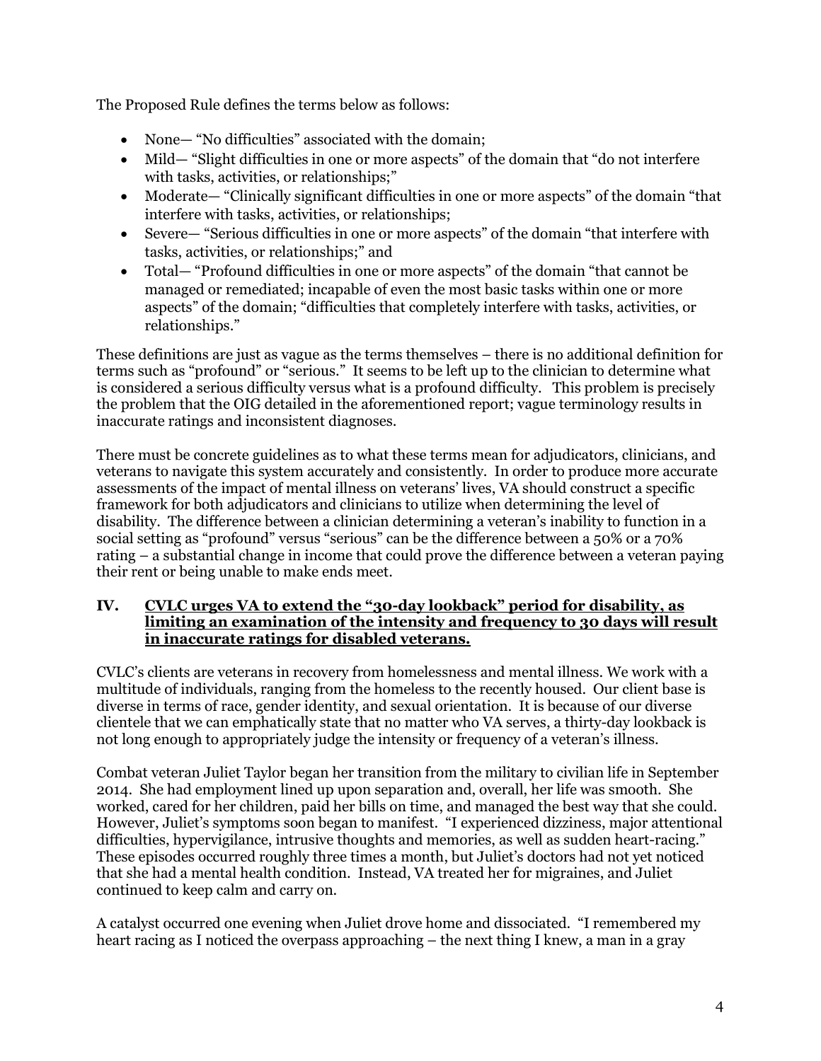The Proposed Rule defines the terms below as follows:

- None— "No difficulties" associated with the domain;
- Mild— "Slight difficulties in one or more aspects" of the domain that "do not interfere with tasks, activities, or relationships;"
- Moderate— "Clinically significant difficulties in one or more aspects" of the domain "that interfere with tasks, activities, or relationships;
- Severe— "Serious difficulties in one or more aspects" of the domain "that interfere with tasks, activities, or relationships;" and
- Total— "Profound difficulties in one or more aspects" of the domain "that cannot be managed or remediated; incapable of even the most basic tasks within one or more aspects" of the domain; "difficulties that completely interfere with tasks, activities, or relationships."

These definitions are just as vague as the terms themselves – there is no additional definition for terms such as "profound" or "serious." It seems to be left up to the clinician to determine what is considered a serious difficulty versus what is a profound difficulty. This problem is precisely the problem that the OIG detailed in the aforementioned report; vague terminology results in inaccurate ratings and inconsistent diagnoses.

There must be concrete guidelines as to what these terms mean for adjudicators, clinicians, and veterans to navigate this system accurately and consistently. In order to produce more accurate assessments of the impact of mental illness on veterans' lives, VA should construct a specific framework for both adjudicators and clinicians to utilize when determining the level of disability. The difference between a clinician determining a veteran's inability to function in a social setting as "profound" versus "serious" can be the difference between a 50% or a 70% rating – a substantial change in income that could prove the difference between a veteran paying their rent or being unable to make ends meet.

## IV. CVLC urges VA to extend the "30-day lookback" period for disability, as limiting an examination of the intensity and frequency to 30 days will result in inaccurate ratings for disabled veterans.

CVLC's clients are veterans in recovery from homelessness and mental illness. We work with a multitude of individuals, ranging from the homeless to the recently housed. Our client base is diverse in terms of race, gender identity, and sexual orientation. It is because of our diverse clientele that we can emphatically state that no matter who VA serves, a thirty-day lookback is not long enough to appropriately judge the intensity or frequency of a veteran's illness.

Combat veteran Juliet Taylor began her transition from the military to civilian life in September 2014. She had employment lined up upon separation and, overall, her life was smooth. She worked, cared for her children, paid her bills on time, and managed the best way that she could. However, Juliet's symptoms soon began to manifest. "I experienced dizziness, major attentional difficulties, hypervigilance, intrusive thoughts and memories, as well as sudden heart-racing." These episodes occurred roughly three times a month, but Juliet's doctors had not yet noticed that she had a mental health condition. Instead, VA treated her for migraines, and Juliet continued to keep calm and carry on.

A catalyst occurred one evening when Juliet drove home and dissociated. "I remembered my heart racing as I noticed the overpass approaching – the next thing I knew, a man in a gray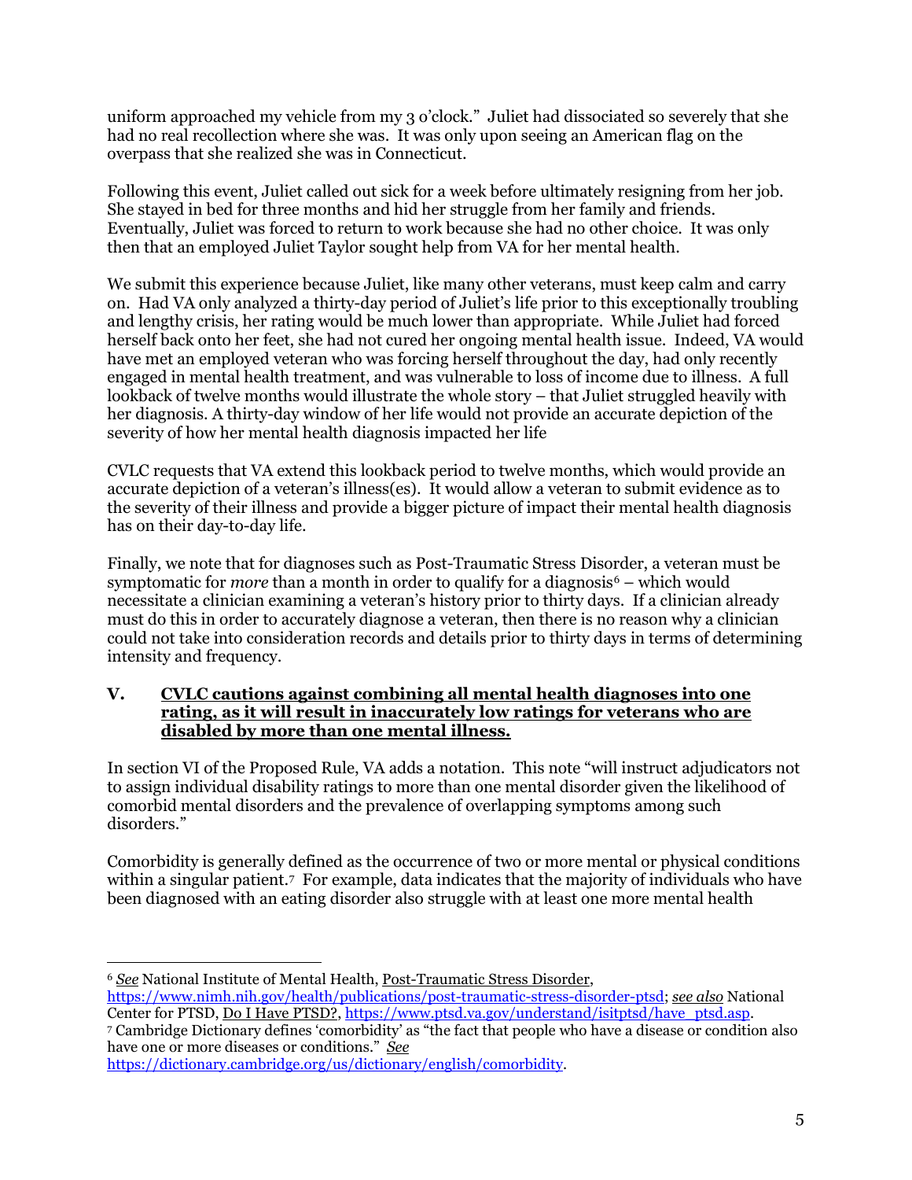uniform approached my vehicle from my 3 o'clock." Juliet had dissociated so severely that she had no real recollection where she was. It was only upon seeing an American flag on the overpass that she realized she was in Connecticut.

Following this event, Juliet called out sick for a week before ultimately resigning from her job. She stayed in bed for three months and hid her struggle from her family and friends. Eventually, Juliet was forced to return to work because she had no other choice. It was only then that an employed Juliet Taylor sought help from VA for her mental health.

We submit this experience because Juliet, like many other veterans, must keep calm and carry on. Had VA only analyzed a thirty-day period of Juliet's life prior to this exceptionally troubling and lengthy crisis, her rating would be much lower than appropriate. While Juliet had forced herself back onto her feet, she had not cured her ongoing mental health issue. Indeed, VA would have met an employed veteran who was forcing herself throughout the day, had only recently engaged in mental health treatment, and was vulnerable to loss of income due to illness. A full lookback of twelve months would illustrate the whole story – that Juliet struggled heavily with her diagnosis. A thirty-day window of her life would not provide an accurate depiction of the severity of how her mental health diagnosis impacted her life

CVLC requests that VA extend this lookback period to twelve months, which would provide an accurate depiction of a veteran's illness(es). It would allow a veteran to submit evidence as to the severity of their illness and provide a bigger picture of impact their mental health diagnosis has on their day-to-day life.

Finally, we note that for diagnoses such as Post-Traumatic Stress Disorder, a veteran must be symptomatic for *more* than a month in order to qualify for a diagnosis[6] – which would necessitate a clinician examining a veteran's history prior to thirty days. If a clinician already must do this in order to accurately diagnose a veteran, then there is no reason why a clinician could not take into consideration records and details prior to thirty days in terms of determining intensity and frequency.

## V. <u>CVLC cautions against combining all mental health diagnoses into one rating, as it will result in inaccurately low ratings for veterans who are disabled by more than one mental illness.</u>

In section VI of the Proposed Rule, VA adds a notation. This note "will instruct adjudicators not to assign individual disability ratings to more than one mental disorder given the likelihood of comorbid mental disorders and the prevalence of overlapping symptoms among such disorders."

Comorbidity is generally defined as the occurrence of two or more mental or physical conditions within a singular patient.[7] For example, data indicates that the majority of individuals who have been diagnosed with an eating disorder also struggle with at least one more mental health

---

[6] *See* National Institute of Mental Health, <u>Post-Traumatic Stress Disorder</u>, https://www.nimh.nih.gov/health/publications/post-traumatic-stress-disorder-ptsd; *see also* National Center for PTSD, <u>Do I Have PTSD?</u>, https://www.ptsd.va.gov/understand/isitptsd/have_ptsd.asp.

[7] Cambridge Dictionary defines 'comorbidity' as "the fact that people who have a disease or condition also have one or more diseases or conditions." *See* https://dictionary.cambridge.org/us/dictionary/english/comorbidity.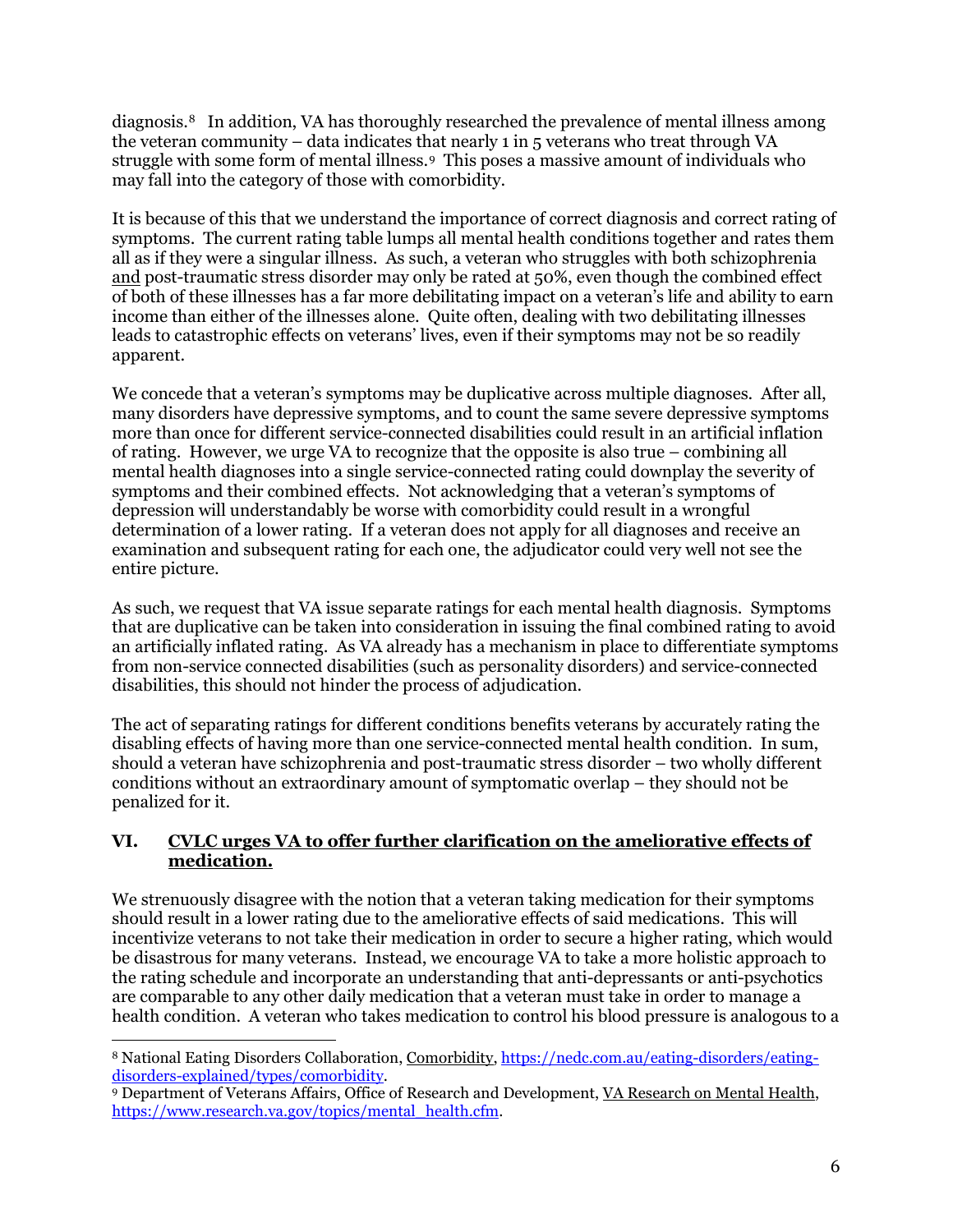diagnosis.[8] In addition, VA has thoroughly researched the prevalence of mental illness among the veteran community – data indicates that nearly 1 in 5 veterans who treat through VA struggle with some form of mental illness.[9] This poses a massive amount of individuals who may fall into the category of those with comorbidity.

It is because of this that we understand the importance of correct diagnosis and correct rating of symptoms. The current rating table lumps all mental health conditions together and rates them all as if they were a singular illness. As such, a veteran who struggles with both schizophrenia <u>and</u> post-traumatic stress disorder may only be rated at 50%, even though the combined effect of both of these illnesses has a far more debilitating impact on a veteran's life and ability to earn income than either of the illnesses alone. Quite often, dealing with two debilitating illnesses leads to catastrophic effects on veterans' lives, even if their symptoms may not be so readily apparent.

We concede that a veteran's symptoms may be duplicative across multiple diagnoses. After all, many disorders have depressive symptoms, and to count the same severe depressive symptoms more than once for different service-connected disabilities could result in an artificial inflation of rating. However, we urge VA to recognize that the opposite is also true – combining all mental health diagnoses into a single service-connected rating could downplay the severity of symptoms and their combined effects. Not acknowledging that a veteran's symptoms of depression will understandably be worse with comorbidity could result in a wrongful determination of a lower rating. If a veteran does not apply for all diagnoses and receive an examination and subsequent rating for each one, the adjudicator could very well not see the entire picture.

As such, we request that VA issue separate ratings for each mental health diagnosis. Symptoms that are duplicative can be taken into consideration in issuing the final combined rating to avoid an artificially inflated rating. As VA already has a mechanism in place to differentiate symptoms from non-service connected disabilities (such as personality disorders) and service-connected disabilities, this should not hinder the process of adjudication.

The act of separating ratings for different conditions benefits veterans by accurately rating the disabling effects of having more than one service-connected mental health condition. In sum, should a veteran have schizophrenia and post-traumatic stress disorder – two wholly different conditions without an extraordinary amount of symptomatic overlap – they should not be penalized for it.

## VI. <u>CVLC urges VA to offer further clarification on the ameliorative effects of medication.</u>

We strenuously disagree with the notion that a veteran taking medication for their symptoms should result in a lower rating due to the ameliorative effects of said medications. This will incentivize veterans to not take their medication in order to secure a higher rating, which would be disastrous for many veterans. Instead, we encourage VA to take a more holistic approach to the rating schedule and incorporate an understanding that anti-depressants or anti-psychotics are comparable to any other daily medication that a veteran must take in order to manage a health condition. A veteran who takes medication to control his blood pressure is analogous to a

---

[8] National Eating Disorders Collaboration, Comorbidity, https://nedc.com.au/eating-disorders/eating-disorders-explained/types/comorbidity.

[9] Department of Veterans Affairs, Office of Research and Development, VA Research on Mental Health, https://www.research.va.gov/topics/mental_health.cfm.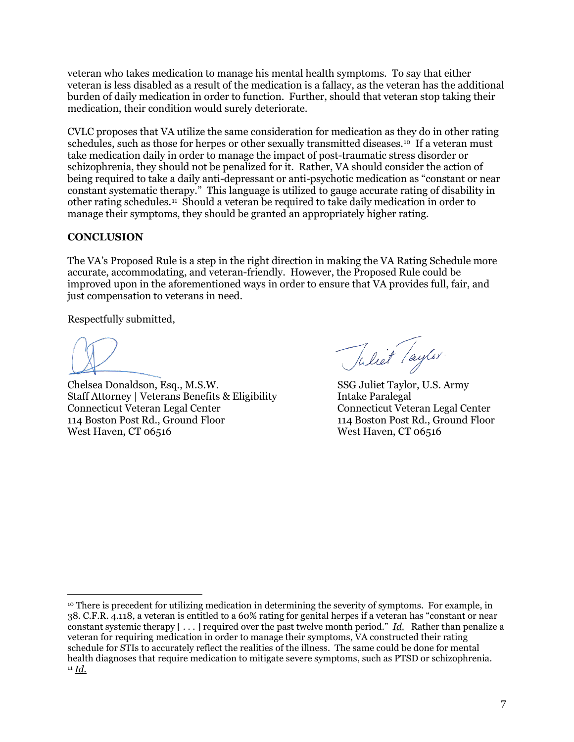veteran who takes medication to manage his mental health symptoms. To say that either veteran is less disabled as a result of the medication is a fallacy, as the veteran has the additional burden of daily medication in order to function. Further, should that veteran stop taking their medication, their condition would surely deteriorate.

CVLC proposes that VA utilize the same consideration for medication as they do in other rating schedules, such as those for herpes or other sexually transmitted diseases.[10] If a veteran must take medication daily in order to manage the impact of post-traumatic stress disorder or schizophrenia, they should not be penalized for it. Rather, VA should consider the action of being required to take a daily anti-depressant or anti-psychotic medication as "constant or near constant systematic therapy." This language is utilized to gauge accurate rating of disability in other rating schedules.[11] Should a veteran be required to take daily medication in order to manage their symptoms, they should be granted an appropriately higher rating.

**CONCLUSION**

The VA's Proposed Rule is a step in the right direction in making the VA Rating Schedule more accurate, accommodating, and veteran-friendly. However, the Proposed Rule could be improved upon in the aforementioned ways in order to ensure that VA provides full, fair, and just compensation to veterans in need.

Respectfully submitted,

Chelsea Donaldson, Esq., M.S.W.
Staff Attorney | Veterans Benefits & Eligibility
Connecticut Veteran Legal Center
114 Boston Post Rd., Ground Floor
West Haven, CT 06516

SSG Juliet Taylor, U.S. Army
Intake Paralegal
Connecticut Veteran Legal Center
114 Boston Post Rd., Ground Floor
West Haven, CT 06516

---

[10] There is precedent for utilizing medication in determining the severity of symptoms. For example, in 38. C.F.R. 4.118, a veteran is entitled to a 60% rating for genital herpes if a veteran has "constant or near constant systemic therapy [ . . . ] required over the past twelve month period." *Id.* Rather than penalize a veteran for requiring medication in order to manage their symptoms, VA constructed their rating schedule for STIs to accurately reflect the realities of the illness. The same could be done for mental health diagnoses that require medication to mitigate severe symptoms, such as PTSD or schizophrenia.

[11] *Id.*